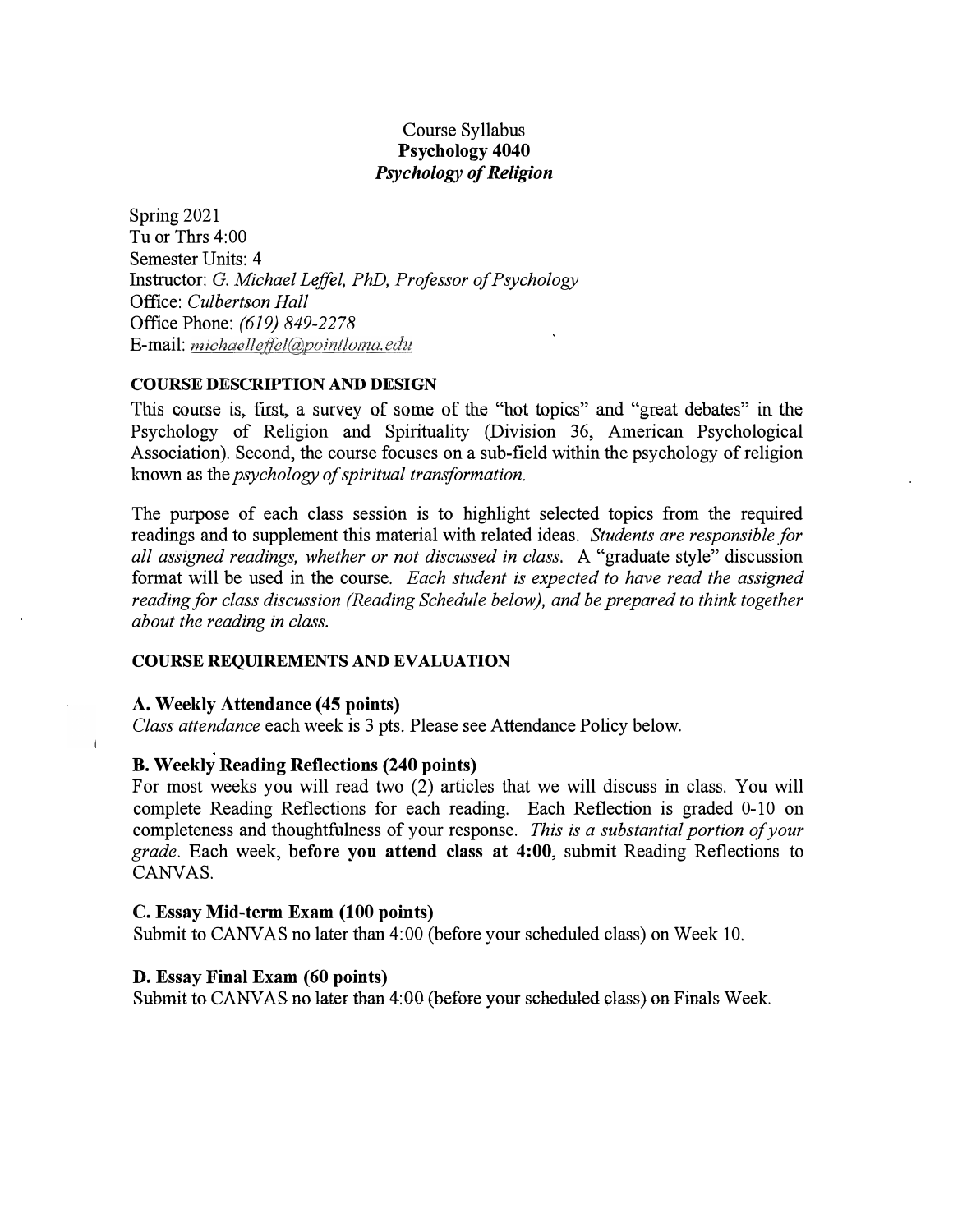# Course Syllabus
## Psychology 4040
### *Psychology of Religion*

Spring 2021
Tu or Thrs 4:00
Semester Units: 4
Instructor: *G. Michael Leffel, PhD, Professor of Psychology*
Office: *Culbertson Hall*
Office Phone: *(619) 849-2278*
E-mail: *michaelleffel@pointloma.edu*

**COURSE DESCRIPTION AND DESIGN**

This course is, first, a survey of some of the "hot topics" and "great debates" in the Psychology of Religion and Spirituality (Division 36, American Psychological Association). Second, the course focuses on a sub-field within the psychology of religion known as the *psychology of spiritual transformation.*

The purpose of each class session is to highlight selected topics from the required readings and to supplement this material with related ideas. *Students are responsible for all assigned readings, whether or not discussed in class.* A "graduate style" discussion format will be used in the course. *Each student is expected to have read the assigned reading for class discussion (Reading Schedule below), and be prepared to think together about the reading in class.*

**COURSE REQUIREMENTS AND EVALUATION**

**A. Weekly Attendance (45 points)**

*Class attendance* each week is 3 pts. Please see Attendance Policy below.

**B. Weekly Reading Reflections (240 points)**

For most weeks you will read two (2) articles that we will discuss in class. You will complete Reading Reflections for each reading. Each Reflection is graded 0-10 on completeness and thoughtfulness of your response. *This is a substantial portion of your grade.* Each week, **before you attend class at 4:00**, submit Reading Reflections to CANVAS.

**C. Essay Mid-term Exam (100 points)**

Submit to CANVAS no later than 4:00 (before your scheduled class) on Week 10.

**D. Essay Final Exam (60 points)**

Submit to CANVAS no later than 4:00 (before your scheduled class) on Finals Week.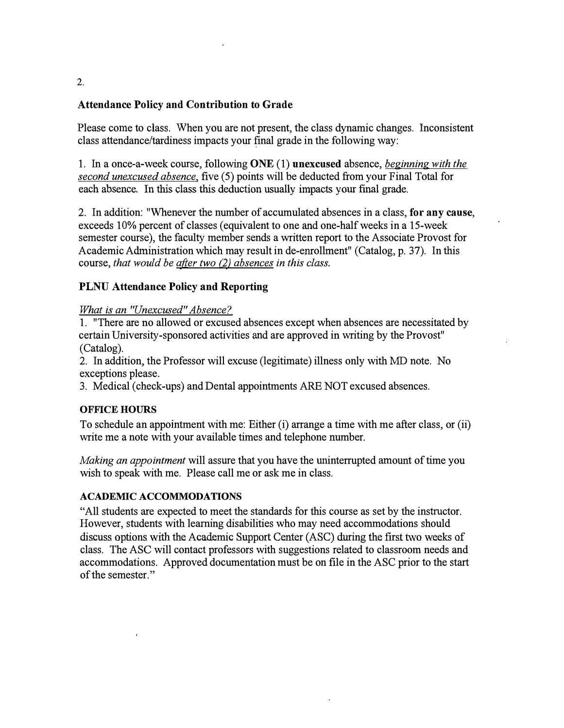## Attendance Policy and Contribution to Grade

Please come to class. When you are not present, the class dynamic changes. Inconsistent class attendance/tardiness impacts your final grade in the following way:

1. In a once-a-week course, following **ONE** (1) **unexcused** absence, *beginning with the second unexcused absence*, five (5) points will be deducted from your Final Total for each absence. In this class this deduction usually impacts your final grade.

2. In addition: "Whenever the number of accumulated absences in a class, **for any cause**, exceeds 10% percent of classes (equivalent to one and one-half weeks in a 15-week semester course), the faculty member sends a written report to the Associate Provost for Academic Administration which may result in de-enrollment" (Catalog, p. 37). In this course, *that would be after two (2) absences in this class.*

## PLNU Attendance Policy and Reporting

*What is an "Unexcused" Absence?*

1. "There are no allowed or excused absences except when absences are necessitated by certain University-sponsored activities and are approved in writing by the Provost" (Catalog).
2. In addition, the Professor will excuse (legitimate) illness only with MD note. No exceptions please.
3. Medical (check-ups) and Dental appointments ARE NOT excused absences.

### OFFICE HOURS

To schedule an appointment with me: Either (i) arrange a time with me after class, or (ii) write me a note with your available times and telephone number.

*Making an appointment* will assure that you have the uninterrupted amount of time you wish to speak with me. Please call me or ask me in class.

### ACADEMIC ACCOMMODATIONS

"All students are expected to meet the standards for this course as set by the instructor. However, students with learning disabilities who may need accommodations should discuss options with the Academic Support Center (ASC) during the first two weeks of class. The ASC will contact professors with suggestions related to classroom needs and accommodations. Approved documentation must be on file in the ASC prior to the start of the semester."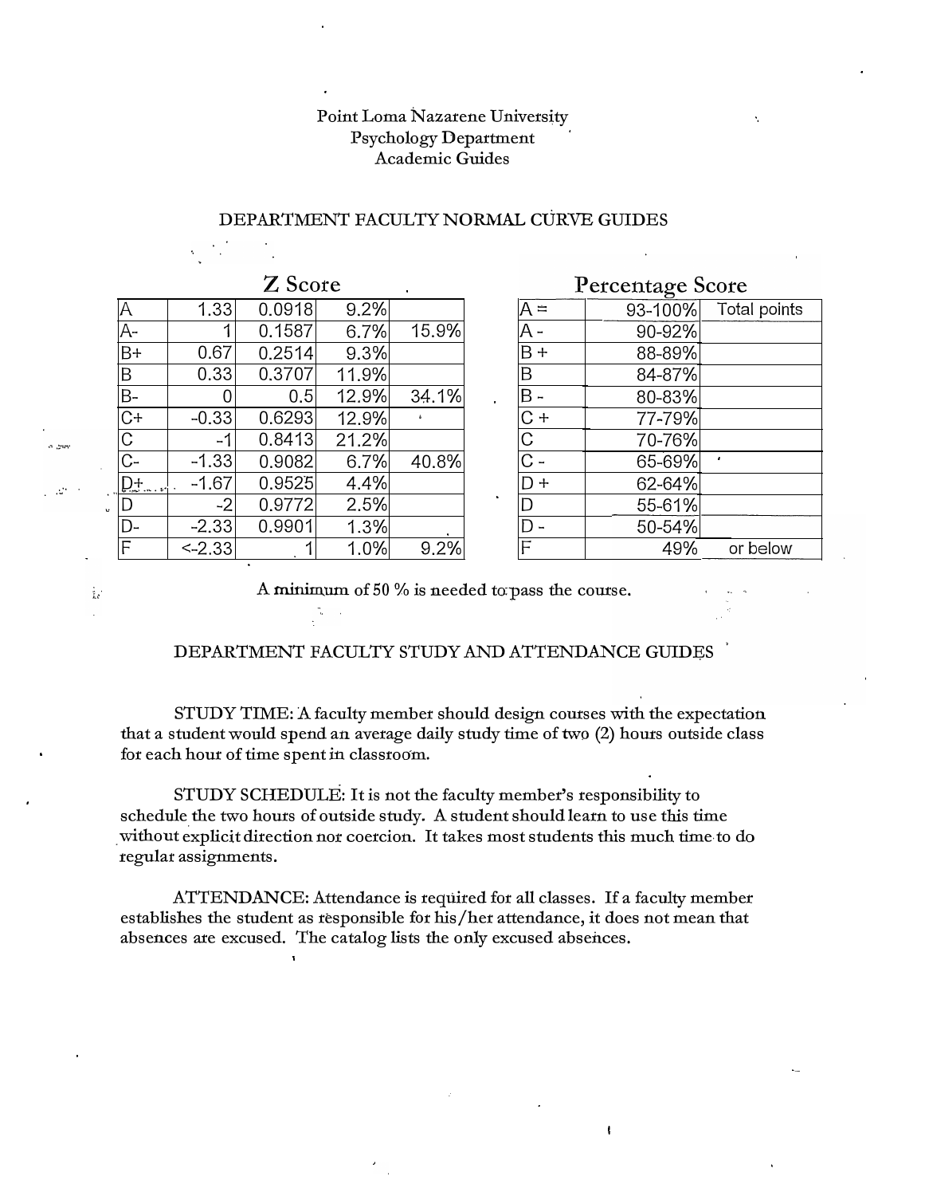Point Loma Nazarene University
Psychology Department
Academic Guides

## DEPARTMENT FACULTY NORMAL CURVE GUIDES

### Z Score

| | | | | |
|---|---|---|---|---|
| A | 1.33 | 0.0918 | 9.2% | |
| A- | 1 | 0.1587 | 6.7% | 15.9% |
| B+ | 0.67 | 0.2514 | 9.3% | |
| B | 0.33 | 0.3707 | 11.9% | |
| B- | 0 | 0.5 | 12.9% | 34.1% |
| C+ | -0.33 | 0.6293 | 12.9% | |
| C | -1 | 0.8413 | 21.2% | |
| C- | -1.33 | 0.9082 | 6.7% | 40.8% |
| D+ | -1.67 | 0.9525 | 4.4% | |
| D | -2 | 0.9772 | 2.5% | |
| D- | -2.33 | 0.9901 | 1.3% | |
| F | <-2.33 | 1 | 1.0% | 9.2% |

### Percentage Score

| | | |
|---|---|---|
| A = | 93-100% | Total points |
| A - | 90-92% | |
| B + | 88-89% | |
| B | 84-87% | |
| B - | 80-83% | |
| C + | 77-79% | |
| C | 70-76% | |
| C - | 65-69% | |
| D + | 62-64% | |
| D | 55-61% | |
| D - | 50-54% | |
| F | 49% | or below |

A minimum of 50 % is needed to pass the course.

## DEPARTMENT FACULTY STUDY AND ATTENDANCE GUIDES

STUDY TIME: A faculty member should design courses with the expectation that a student would spend an average daily study time of two (2) hours outside class for each hour of time spent in classroom.

STUDY SCHEDULE: It is not the faculty member's responsibility to schedule the two hours of outside study. A student should learn to use this time without explicit direction nor coercion. It takes most students this much time to do regular assignments.

ATTENDANCE: Attendance is required for all classes. If a faculty member establishes the student as responsible for his/her attendance, it does not mean that absences are excused. The catalog lists the only excused absences.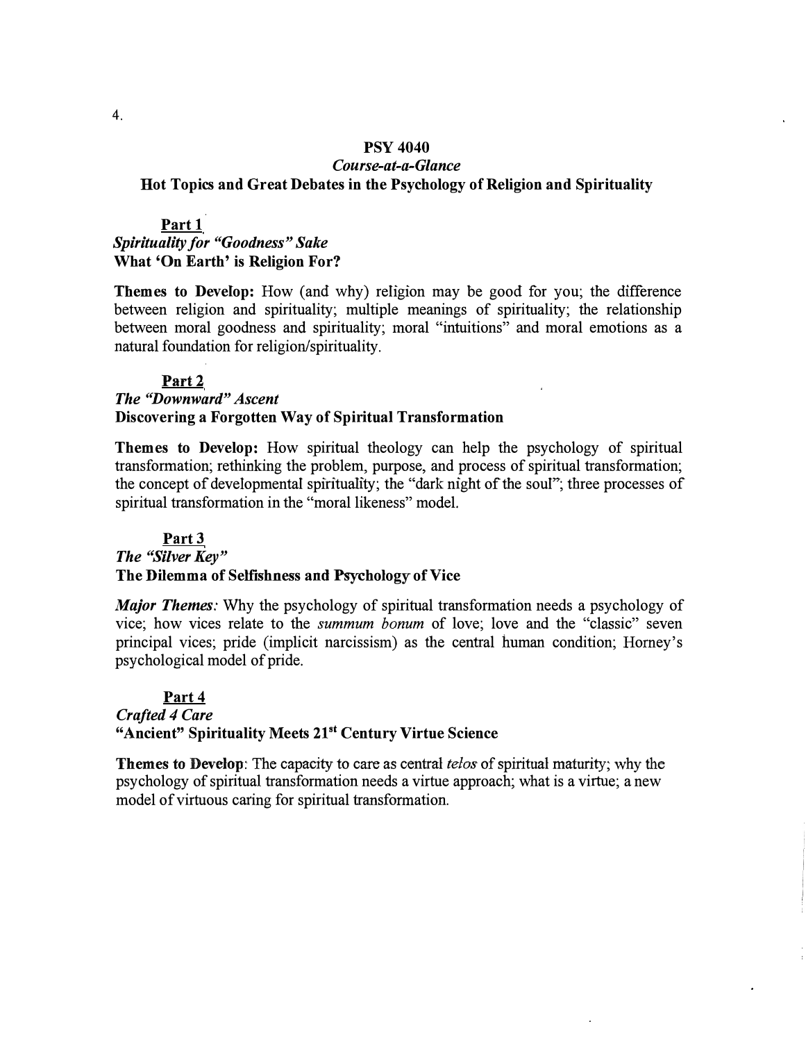# PSY 4040

*Course-at-a-Glance*

**Hot Topics and Great Debates in the Psychology of Religion and Spirituality**

## Part 1

*Spirituality for "Goodness" Sake*

**What 'On Earth' is Religion For?**

**Themes to Develop:** How (and why) religion may be good for you; the difference between religion and spirituality; multiple meanings of spirituality; the relationship between moral goodness and spirituality; moral "intuitions" and moral emotions as a natural foundation for religion/spirituality.

## Part 2

*The "Downward" Ascent*

**Discovering a Forgotten Way of Spiritual Transformation**

**Themes to Develop:** How spiritual theology can help the psychology of spiritual transformation; rethinking the problem, purpose, and process of spiritual transformation; the concept of developmental spirituality; the "dark night of the soul"; three processes of spiritual transformation in the "moral likeness" model.

## Part 3

*The "Silver Key"*

**The Dilemma of Selfishness and Psychology of Vice**

***Major Themes:*** Why the psychology of spiritual transformation needs a psychology of vice; how vices relate to the *summum bonum* of love; love and the "classic" seven principal vices; pride (implicit narcissism) as the central human condition; Horney's psychological model of pride.

## Part 4

*Crafted 4 Care*

**"Ancient" Spirituality Meets 21st Century Virtue Science**

**Themes to Develop**: The capacity to care as central *telos* of spiritual maturity; why the psychology of spiritual transformation needs a virtue approach; what is a virtue; a new model of virtuous caring for spiritual transformation.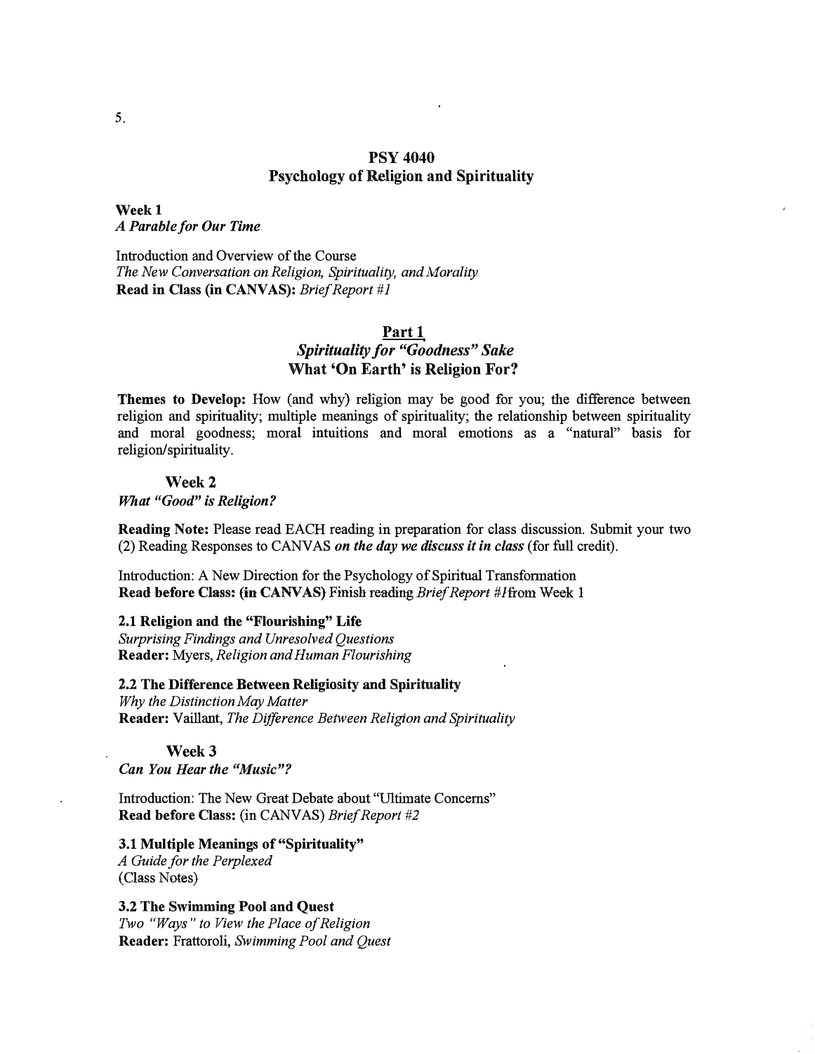## PSY 4040
## Psychology of Religion and Spirituality

**Week 1**
*A Parable for Our Time*

Introduction and Overview of the Course
*The New Conversation on Religion, Spirituality, and Morality*
**Read in Class (in CANVAS):** *Brief Report #1*

## Part 1
### *Spirituality for "Goodness" Sake*
### What 'On Earth' is Religion For?

**Themes to Develop:** How (and why) religion may be good for you; the difference between religion and spirituality; multiple meanings of spirituality; the relationship between spirituality and moral goodness; moral intuitions and moral emotions as a "natural" basis for religion/spirituality.

### Week 2
*What "Good" is Religion?*

**Reading Note:** Please read EACH reading in preparation for class discussion. Submit your two (2) Reading Responses to CANVAS ***on the day we discuss it in class*** (for full credit).

Introduction: A New Direction for the Psychology of Spiritual Transformation
**Read before Class: (in CANVAS)** Finish reading *Brief Report #1* from Week 1

**2.1 Religion and the "Flourishing" Life**
*Surprising Findings and Unresolved Questions*
**Reader:** Myers, *Religion and Human Flourishing*

**2.2 The Difference Between Religiosity and Spirituality**
*Why the Distinction May Matter*
**Reader:** Vaillant, *The Difference Between Religion and Spirituality*

### Week 3
***Can You Hear the "Music"?***

Introduction: The New Great Debate about "Ultimate Concerns"
**Read before Class:** (in CANVAS) *Brief Report #2*

**3.1 Multiple Meanings of "Spirituality"**
*A Guide for the Perplexed*
(Class Notes)

**3.2 The Swimming Pool and Quest**
*Two "Ways" to View the Place of Religion*
**Reader:** Frattoroli, *Swimming Pool and Quest*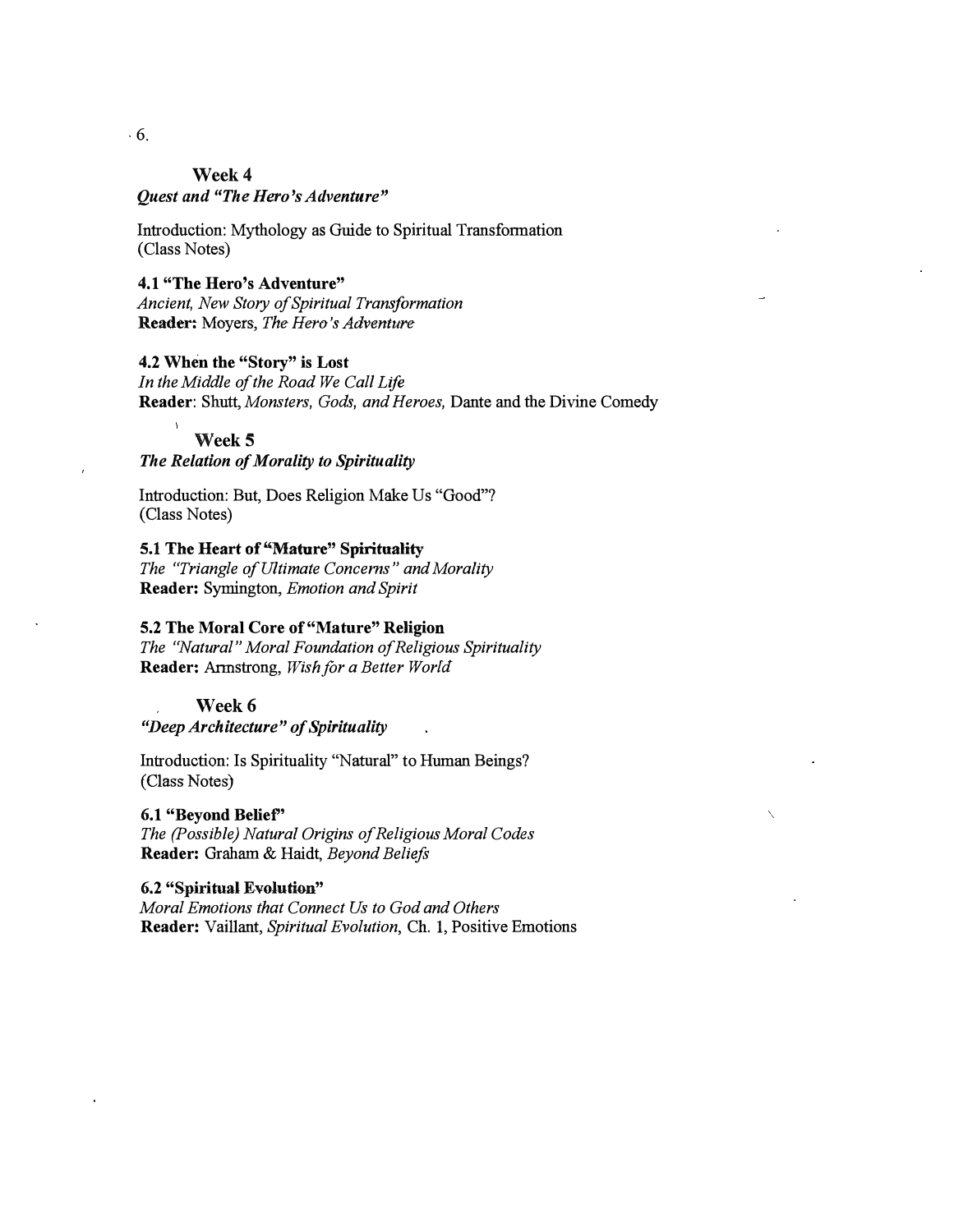## Week 4

*Quest and "The Hero's Adventure"*

Introduction: Mythology as Guide to Spiritual Transformation
(Class Notes)

**4.1 "The Hero's Adventure"**
*Ancient, New Story of Spiritual Transformation*
**Reader:** Moyers, *The Hero's Adventure*

**4.2 When the "Story" is Lost**
*In the Middle of the Road We Call Life*
**Reader**: Shutt, *Monsters, Gods, and Heroes,* Dante and the Divine Comedy

## Week 5

*The Relation of Morality to Spirituality*

Introduction: But, Does Religion Make Us "Good"?
(Class Notes)

**5.1 The Heart of "Mature" Spirituality**
*The "Triangle of Ultimate Concerns" and Morality*
**Reader:** Symington, *Emotion and Spirit*

**5.2 The Moral Core of "Mature" Religion**
*The "Natural" Moral Foundation of Religious Spirituality*
**Reader:** Armstrong, *Wish for a Better World*

## Week 6

*"Deep Architecture" of Spirituality*

Introduction: Is Spirituality "Natural" to Human Beings?
(Class Notes)

**6.1 "Beyond Belief"**
*The (Possible) Natural Origins of Religious Moral Codes*
**Reader:** Graham & Haidt, *Beyond Beliefs*

**6.2 "Spiritual Evolution"**
*Moral Emotions that Connect Us to God and Others*
**Reader:** Vaillant, *Spiritual Evolution*, Ch. 1, Positive Emotions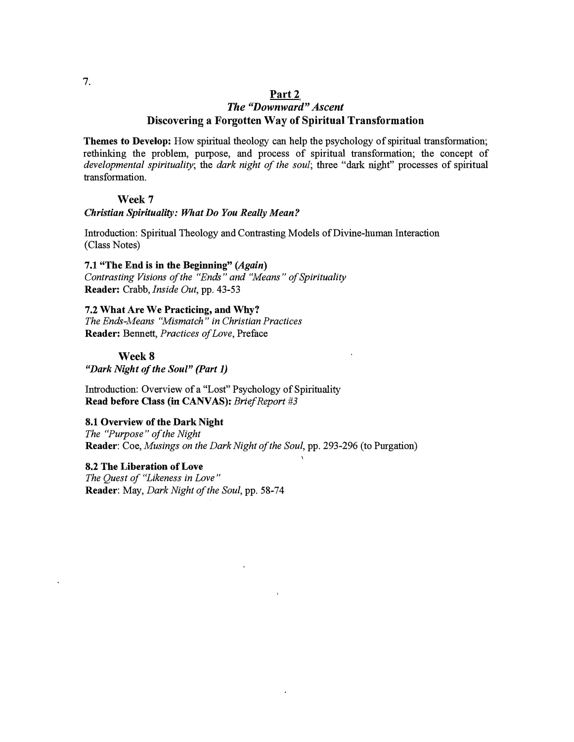## Part 2

### *The "Downward" Ascent*

### Discovering a Forgotten Way of Spiritual Transformation

**Themes to Develop:** How spiritual theology can help the psychology of spiritual transformation; rethinking the problem, purpose, and process of spiritual transformation; the concept of *developmental spirituality*; the *dark night of the soul*; three "dark night" processes of spiritual transformation.

#### Week 7

*Christian Spirituality: What Do You Really Mean?*

Introduction: Spiritual Theology and Contrasting Models of Divine-human Interaction (Class Notes)

**7.1 "The End is in the Beginning" (*Again*)**
*Contrasting Visions of the "Ends" and "Means" of Spirituality*
**Reader:** Crabb, *Inside Out*, pp. 43-53

**7.2 What Are We Practicing, and Why?**
*The Ends-Means "Mismatch" in Christian Practices*
**Reader:** Bennett, *Practices of Love*, Preface

#### Week 8

*"Dark Night of the Soul" (Part 1)*

Introduction: Overview of a "Lost" Psychology of Spirituality
**Read before Class (in CANVAS):** *Brief Report #3*

**8.1 Overview of the Dark Night**
*The "Purpose" of the Night*
**Reader**: Coe, *Musings on the Dark Night of the Soul*, pp. 293-296 (to Purgation)

**8.2 The Liberation of Love**
*The Quest of "Likeness in Love"*
**Reader**: May, *Dark Night of the Soul*, pp. 58-74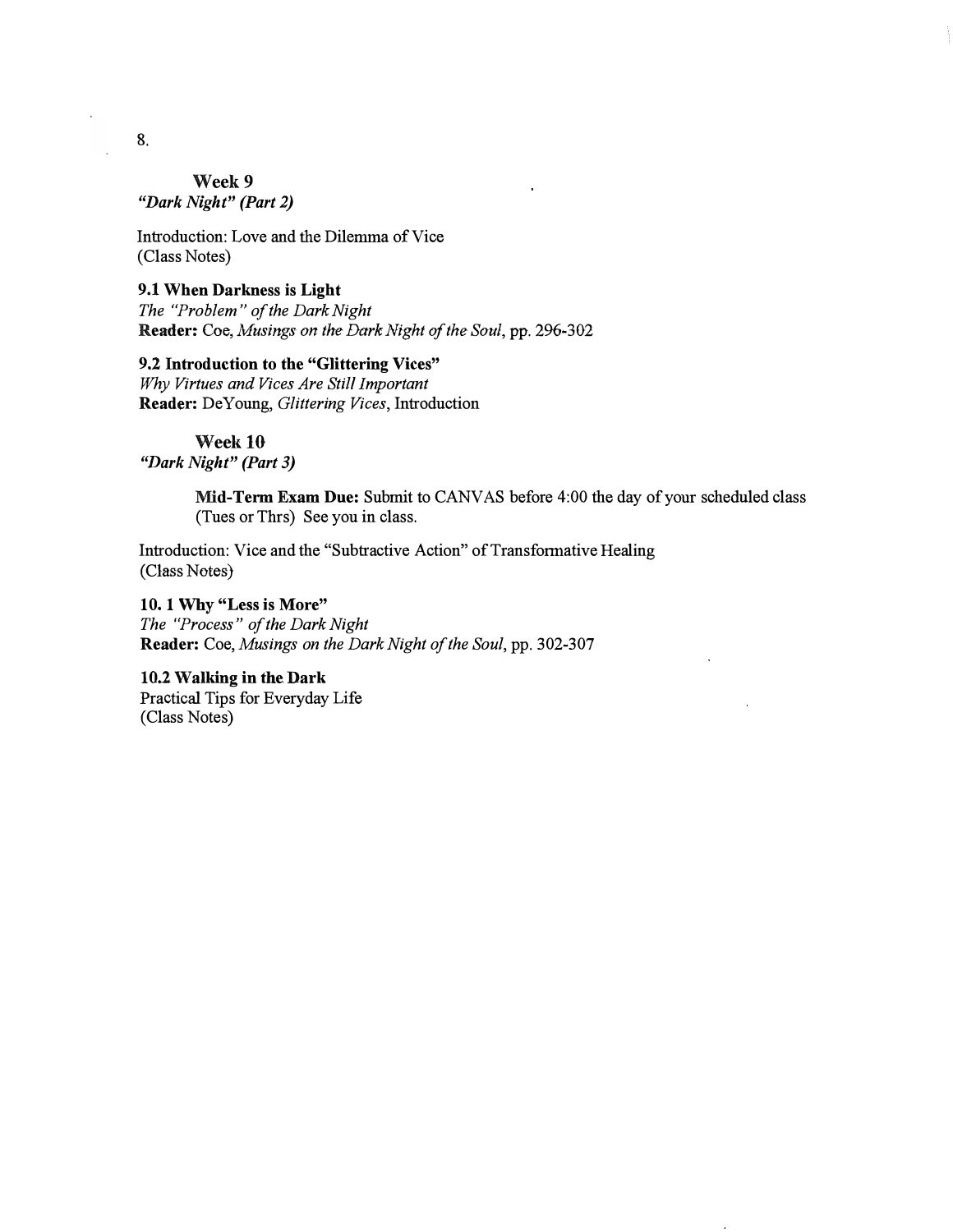## Week 9
*"Dark Night" (Part 2)*

Introduction: Love and the Dilemma of Vice
(Class Notes)

**9.1 When Darkness is Light**
*The "Problem" of the Dark Night*
**Reader:** Coe, *Musings on the Dark Night of the Soul*, pp. 296-302

**9.2 Introduction to the "Glittering Vices"**
*Why Virtues and Vices Are Still Important*
**Reader:** DeYoung, *Glittering Vices*, Introduction

## Week 10
*"Dark Night" (Part 3)*

> **Mid-Term Exam Due:** Submit to CANVAS before 4:00 the day of your scheduled class (Tues or Thrs) See you in class.

Introduction: Vice and the "Subtractive Action" of Transformative Healing
(Class Notes)

**10. 1 Why "Less is More"**
*The "Process" of the Dark Night*
**Reader:** Coe, *Musings on the Dark Night of the Soul*, pp. 302-307

**10.2 Walking in the Dark**
Practical Tips for Everyday Life
(Class Notes)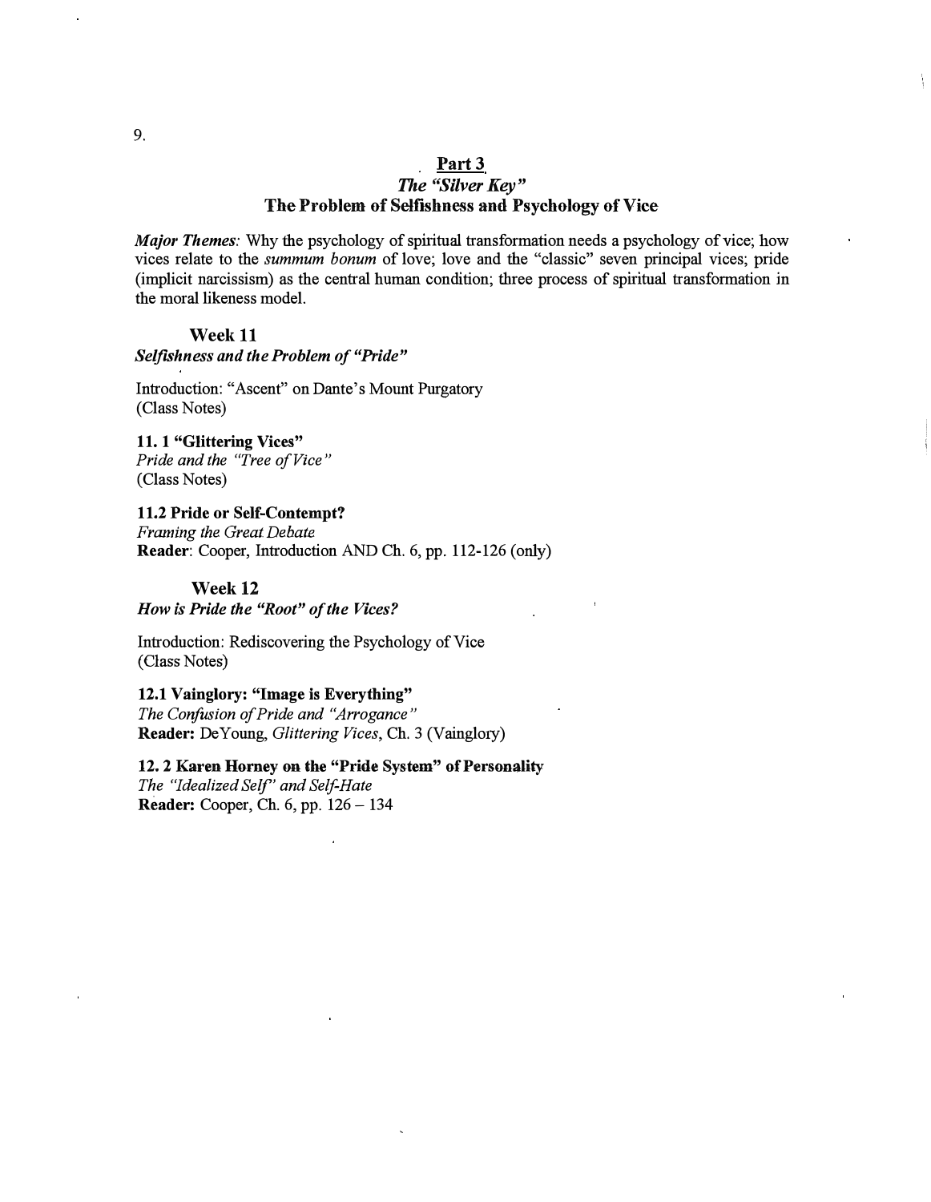## Part 3

### *The "Silver Key"*

### The Problem of Selfishness and Psychology of Vice

*Major Themes:* Why the psychology of spiritual transformation needs a psychology of vice; how vices relate to the *summum bonum* of love; love and the "classic" seven principal vices; pride (implicit narcissism) as the central human condition; three process of spiritual transformation in the moral likeness model.

#### Week 11

***Selfishness and the Problem of "Pride"***

Introduction: "Ascent" on Dante's Mount Purgatory
(Class Notes)

**11. 1 "Glittering Vices"**
*Pride and the "Tree of Vice"*
(Class Notes)

**11.2 Pride or Self-Contempt?**
*Framing the Great Debate*
**Reader**: Cooper, Introduction AND Ch. 6, pp. 112-126 (only)

#### Week 12

***How is Pride the "Root" of the Vices?***

Introduction: Rediscovering the Psychology of Vice
(Class Notes)

**12.1 Vainglory: "Image is Everything"**
*The Confusion of Pride and "Arrogance"*
**Reader:** DeYoung, *Glittering Vices*, Ch. 3 (Vainglory)

**12. 2 Karen Horney on the "Pride System" of Personality**
*The "Idealized Self" and Self-Hate*
**Reader:** Cooper, Ch. 6, pp. 126 – 134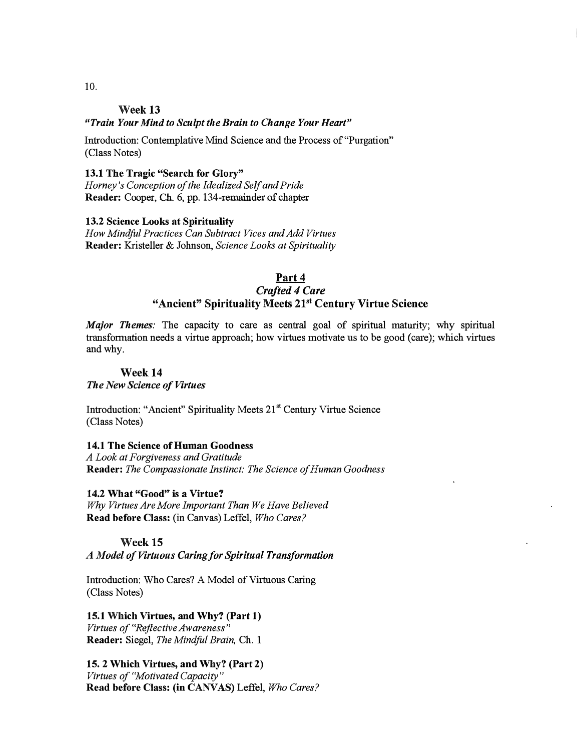### Week 13

*"Train Your Mind to Sculpt the Brain to Change Your Heart"*

Introduction: Contemplative Mind Science and the Process of "Purgation" (Class Notes)

**13.1 The Tragic "Search for Glory"**
*Horney's Conception of the Idealized Self and Pride*
**Reader:** Cooper, Ch. 6, pp. 134-remainder of chapter

**13.2 Science Looks at Spirituality**
*How Mindful Practices Can Subtract Vices and Add Virtues*
**Reader:** Kristeller & Johnson, *Science Looks at Spirituality*

## Part 4

## *Crafted 4 Care*

## "Ancient" Spirituality Meets 21st Century Virtue Science

***Major Themes:*** The capacity to care as central goal of spiritual maturity; why spiritual transformation needs a virtue approach; how virtues motivate us to be good (care); which virtues and why.

### Week 14

*The New Science of Virtues*

Introduction: "Ancient" Spirituality Meets 21st Century Virtue Science (Class Notes)

**14.1 The Science of Human Goodness**
*A Look at Forgiveness and Gratitude*
**Reader:** *The Compassionate Instinct: The Science of Human Goodness*

**14.2 What "Good" is a Virtue?**
*Why Virtues Are More Important Than We Have Believed*
**Read before Class:** (in Canvas) Leffel, *Who Cares?*

### Week 15

*A Model of Virtuous Caring for Spiritual Transformation*

Introduction: Who Cares? A Model of Virtuous Caring (Class Notes)

**15.1 Which Virtues, and Why? (Part 1)**
*Virtues of "Reflective Awareness"*
**Reader:** Siegel, *The Mindful Brain,* Ch. 1

**15. 2 Which Virtues, and Why? (Part 2)**
*Virtues of "Motivated Capacity"*
**Read before Class: (in CANVAS)** Leffel, *Who Cares?*